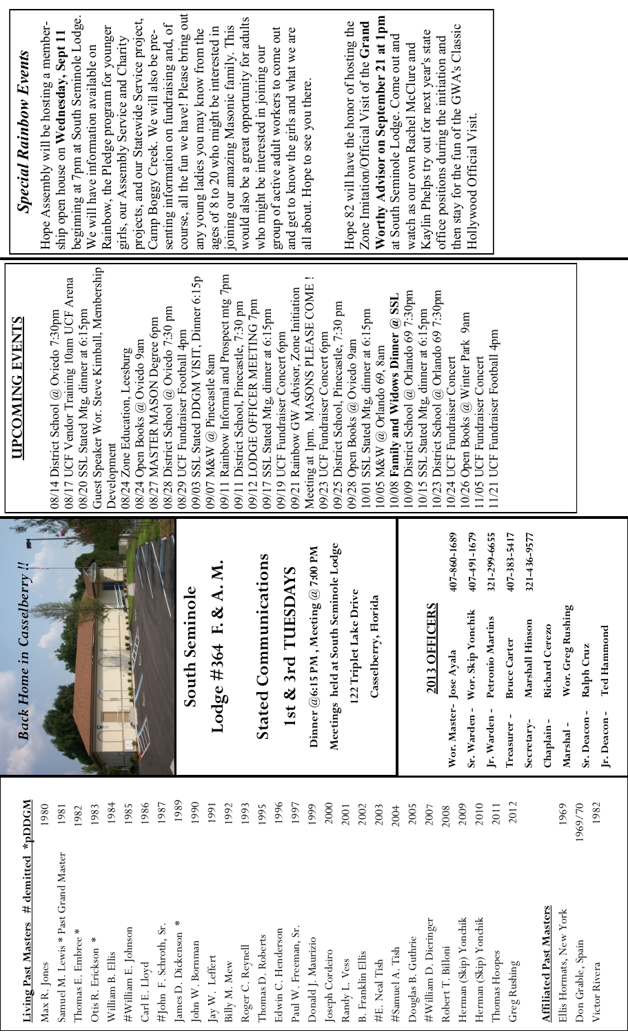## Living Past Masters  # demitted  * pDDGM

| Name | Year |
|---|---|
| Max R. Jones | 1980 |
| Samuel M. Lewis * Past Grand Master | 1981 |
| Thomas E. Embree * | 1982 |
| Otis R. Erickson * | 1983 |
| William B. Ellis | 1984 |
| #William E. Johnson | 1985 |
| Carl E. Lloyd | 1986 |
| #John F. Schroth, Sr. | 1987 |
| James D. Dickenson * | 1989 |
| John W. Bornman | 1990 |
| Jay W. Leffert | 1991 |
| Billy M. Mew | 1992 |
| Roger C. Reynell | 1993 |
| Thomas D. Roberts | 1995 |
| Edwin C. Henderson | 1996 |
| Paul W. Freeman, Sr. | 1997 |
| Donald J. Maurizio | 1999 |
| Joseph Cordeiro | 2000 |
| Randy L. Vess | 2001 |
| B. Franklin Ellis | 2002 |
| #E. Neal Tish | 2003 |
| #Samuel A. Tish | 2004 |
| Douglas B. Guthrie | 2005 |
| #William D. Dieringer | 2007 |
| Robert T. Billoni | 2008 |
| Herman (Skip) Yonchik | 2009 |
| Herman (Skip) Yonchik | 2010 |
| Thomas Hoopes | 2011 |
| Greg Rushing | 2012 |

## Affiliated Past Masters

| Name | Year |
|---|---|
| Ellis Hormats, New York | 1969 |
| Don Grable, Spain | 1969/70 |
| Victor Rivera | 1982 |

*Back Home in Casselberry !!*

# South Seminole Lodge #364 F. & A. M.

## Stated Communications 1st & 3rd TUESDAYS

Dinner @6:15 PM , Meeting @ 7:00 PM

Meetings held at South Seminole Lodge

122 Triplet Lake Drive

Casselberry, Florida

## 2013 OFFICERS

| Office | Name | Phone |
|---|---|---|
| Wor. Master - | Jose Ayala | 407-860-1689 |
| Sr. Warden - | Wor. Skip Yonchik | 407-491-1679 |
| Jr. Warden - | Petronio Martins | 321-299-6655 |
| Treasurer - | Bruce Carter | 407-383-5417 |
| Secretary - | Marshall Hinson | 321-436-9577 |
| Chaplain - | Richard Cerezo | |
| Marshal - | Wor. Greg Rushing | |
| Sr. Deacon - | Ralph Cruz | |
| Jr. Deacon - | Ted Hammond | |

## UPCOMING EVENTS

08/14 District School @ Oviedo 7:30pm
08/17 UCF Vendor Training 10am UCF Arena
08/20 SSL Stated Mtg, dinner at 6:15pm
Guest Speaker Wor. Steve Kimball, Membership Development
08/24 Zone Education, Leesburg
08/24 Open Books @ Oviedo 9am
08/27 MASTER MASON Degree 6pm
08/28 District School @ Oviedo 7:30 pm
08/29 UCF Fundraiser Football 4pm
09/03 SSL Stated DDGM VISIT, Dinner 6:15p
09/07 M&W @ Pinecastle 8am
09/11 Rainbow Informal and Prospect mtg 7pm
09/11 District School, Pinecastle, 7:30 pm
09/12 LODGE OFFICER MEETING 7pm
09/17 SSL Stated Mtg, dinner at 6:15pm
09/19 UCF Fundraiser Concert 6pm
09/21 Rainbow GW Advisor. Zone Initiation Meeting at 1pm. MASONS PLEASE COME !
09/23 UCF Fundraiser Concert 6pm
09/25 District School, Pinecastle, 7:30 pm
09/28 Open Books @ Oviedo 9am
10/01 SSL Stated Mtg, dinner at 6:15pm
10/05 M&W @ Orlando 69, 8am
10/08 **Family and Widows Dinner @ SSL**
10/09 District School @ Orlando 69 7:30pm
10/15 SSL Stated Mtg, dinner at 6:15pm
10/23 District School @ Orlando 69 7:30pm
10/24 UCF Fundraiser Concert
10/26 Open Books @ Winter Park 9am
11/05 UCF Fundraiser Concert
11/21 UCF Fundraiser Football 4pm

## *Special Rainbow Events*

Hope Assembly will be hosting a membership open house on **Wednesday, Sept 11** beginning at 7pm at South Seminole Lodge. We will have information available on Rainbow, the Pledge program for younger girls, our Assembly Service and Charity projects, and our Statewide Service project, Camp Boggy Creek. We will also be presenting information on fundraising and, of course, all the fun we have! Please bring out any young ladies you may know from the ages of 8 to 20 who might be interested in joining our amazing Masonic family. This would also be a great opportunity for adults who might be interested in joining our group of active adult workers to come out and get to know the girls and what we are all about. Hope to see you there.

Hope 82 will have the honor of hosting the Zone Imitation/Official Visit of the **Grand Worthy Advisor on September 21 at 1pm** at South Seminole Lodge. Come out and watch as our own Rachel McClure and Kaylin Phelps try out for next year's state office positions during the initiation and then stay for the fun of the GWA's Classic Hollywood Official Visit.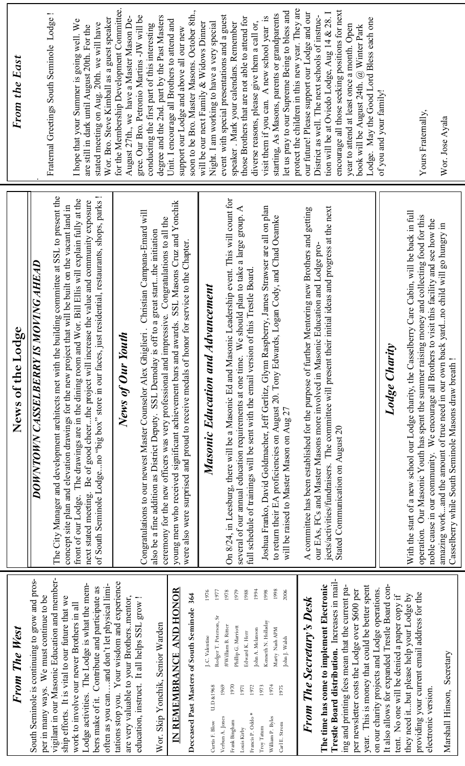## From The West

South Seminole is continuing to grow and prosper in many ways. We must continue to be vigilant in our Masonic Education and membership efforts. It is vital to our future that we work to involve our newer Brothers in all Lodge activities. The Lodge is what the members make of it. Contribute and participate as often as you can….and don't let physical limitations stop you. Your wisdom and experience are very valuable to your Brothers..mentor, education, instruct. It all helps SSL grow !

Wor. Skip Yonchik, Senior Warden

### IN REMEMBRANCE AND HONOR

**Deceased Past Masters of South Seminole 364**

| | | | |
|---|---|---|---|
| Curtis F. Blow | U.D.&1968 | J. C. Valentine | 1976 |
| Verbun A. Jones | 1969 | Rodger T. Peterson, Sr | 1977 |
| Frank Bingham | 1970 | #William B. Ritter | 1978 |
| Louis Kirby | 1971 | Phillip G. Marriott | 1979 |
| Francis P. Oddo * | 1972 | Edward K. Herr | 1988 |
| Troy Tatum | 1973 | John A. Melanson | 1994 |
| William P. Byles | 1974 | Kenneth N. Holladay | 1998 |
| Carl E. Strom | 1975 | Marty Nash APM | 1998 |
| | | John J. Walsh | 2006 |

## From The Secretary's Desk

**The time has come to implement Electronic Trestle Board distribution.** Increases in mailing and printing fees mean that the current paper newsletter costs the Lodge over $600 per year. This is money that could be better spent on our charity projects and Lodge operations. It also allows for expanded Trestle Board content. No one will be denied a paper copy if they need it...but please help your Lodge by providing your current email address for the electronic version.

Marshall Hinson, Secretary

# News of the Lodge

## DOWNTOWN CASSELBERRY IS MOVING AHEAD

The City Manager and development architects met with the building committee at SSL to present the concept site plan and elevation drawings for the new project that will be built on the vacant land in front of our Lodge. The drawings are in the dining room and Wor. Bill Ellis will explain fully at the next stated meeting. Be of good cheer...the project will increase the value and community exposure of South Seminole Lodge...no "big box" store in our faces, just residential, restaurants, shops, parks !

## News of Our Youth

Congratulations to our newest Master Counselor Alex Ghiglieri . Christian Campana-Emard will also be a fine addition as District Deputy. SSL Demolay is off to a great start...the initiation ceremony for the new officers was very professional and impressive. Congratulations to all the young men who received significant achievement bars and awards. SSL Masons Cruz and Yonchik were also were surprised and proud to receive medals of honor for service to the Chapter.

## Masonic Education and Advancement

On 8/24, in Leesburg, there will be a Masonic Ed and Masonic Leadership event. This will count for several of our annual education requirements at one time. We should plan to take a large group. A full schedule of trainings will be sent with the email version of this Trestle Board.

Joshua Franko, David Goldmacher, Jeff Gerlitz, Glynn Raspberry, James Strawser are all on plan to return their EA proficiencies on August 20. Tony Edwards, Logan Cody, and Chad Oeamke will be raised to Master Mason on Aug 27

A committee has been established for the purpose of further Mentoring new Brothers and getting our EAs, FCs and Master Masons more involved in Masonic Education and Lodge projects/activities/fundraisers. The committee will present their initial ideas and progress at the next Stated Communication on August 20

## Lodge Charity

With the start of a new school our Lodge charity, the Casselberry Care Cabin, will be back in full operation. Our Masonic Youth has spent the summer raising money and collecting food for this noble cause in our community. We encourage all Brothers to visit this facility and see how the amazing work...and the amount of true need in our own back yard...no child will go hungry in Casselberry while South Seminole Masons draw breath !

## From the East

Fraternal Greetings South Seminole Lodge !

I hope that your Summer is going well. We are still in dark until August 20th. For the stated meeting on Aug. 20th. we will have Wor. Bro. Steve Kimball as a guest speaker for the Membership Development Committee. August 27th., we have a Master Mason Degree. Our Bro. Petronio Martins -JW will be conducting the first part of this interesting degree and the 2nd. part by the Past Masters Unit. I encourage all Brothers to attend and support our Lodge and above all our new soon to be Bro. Master Masons. October 8th., will be our next Family & Widows Dinner Night. I am working to have a very special event with special presentations and a guest speaker. Mark your calendars. Remember those Brothers that are not able to attend for diverse reasons, please give them a call or, visit them if you can. A new school year is starting, As Masons, parents or grandparents let us pray to our Supreme Being to bless and protect the children in this new year. They are our future! Please support our Lodge and our District as well. The next schools of instruction will be at Oviedo Lodge, Aug 14 & 28. I encourage all those seeking positions for next year to attend at least once a month. Open book will be August 24th. @ Winter Park Lodge. May the Good Lord Bless each one of you and your family!

Yours Fraternally,

Wor. Jose Ayala